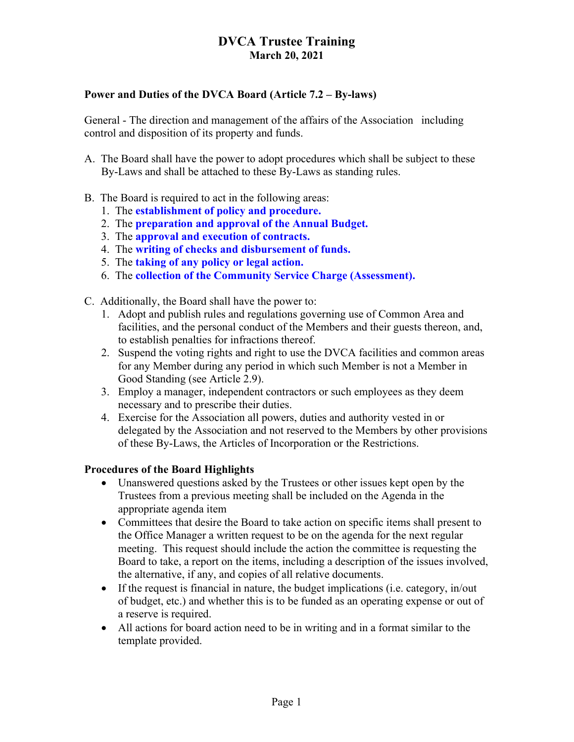# DVCA Trustee Training
## March 20, 2021

### Power and Duties of the DVCA Board (Article 7.2 – By-laws)

General - The direction and management of the affairs of the Association including control and disposition of its property and funds.

A. The Board shall have the power to adopt procedures which shall be subject to these By-Laws and shall be attached to these By-Laws as standing rules.

B. The Board is required to act in the following areas:
   1. The **establishment of policy and procedure.**
   2. The **preparation and approval of the Annual Budget.**
   3. The **approval and execution of contracts.**
   4. The **writing of checks and disbursement of funds.**
   5. The **taking of any policy or legal action.**
   6. The **collection of the Community Service Charge (Assessment).**

C. Additionally, the Board shall have the power to:
   1. Adopt and publish rules and regulations governing use of Common Area and facilities, and the personal conduct of the Members and their guests thereon, and, to establish penalties for infractions thereof.
   2. Suspend the voting rights and right to use the DVCA facilities and common areas for any Member during any period in which such Member is not a Member in Good Standing (see Article 2.9).
   3. Employ a manager, independent contractors or such employees as they deem necessary and to prescribe their duties.
   4. Exercise for the Association all powers, duties and authority vested in or delegated by the Association and not reserved to the Members by other provisions of these By-Laws, the Articles of Incorporation or the Restrictions.

### Procedures of the Board Highlights

- Unanswered questions asked by the Trustees or other issues kept open by the Trustees from a previous meeting shall be included on the Agenda in the appropriate agenda item
- Committees that desire the Board to take action on specific items shall present to the Office Manager a written request to be on the agenda for the next regular meeting. This request should include the action the committee is requesting the Board to take, a report on the items, including a description of the issues involved, the alternative, if any, and copies of all relative documents.
- If the request is financial in nature, the budget implications (i.e. category, in/out of budget, etc.) and whether this is to be funded as an operating expense or out of a reserve is required.
- All actions for board action need to be in writing and in a format similar to the template provided.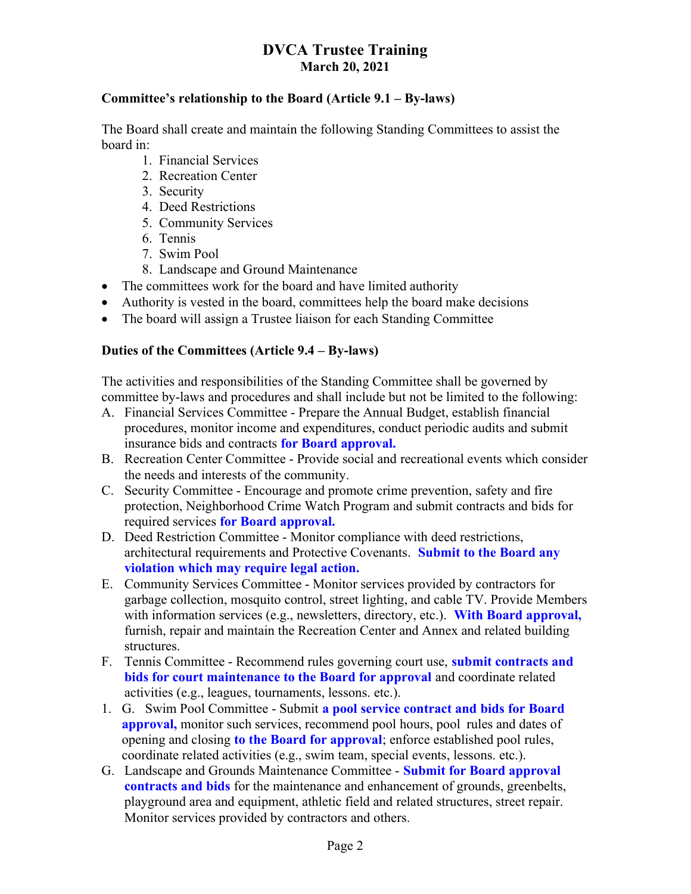# DVCA Trustee Training

**March 20, 2021**

### Committee's relationship to the Board (Article 9.1 – By-laws)

The Board shall create and maintain the following Standing Committees to assist the board in:

1. Financial Services
2. Recreation Center
3. Security
4. Deed Restrictions
5. Community Services
6. Tennis
7. Swim Pool
8. Landscape and Ground Maintenance

- The committees work for the board and have limited authority
- Authority is vested in the board, committees help the board make decisions
- The board will assign a Trustee liaison for each Standing Committee

### Duties of the Committees (Article 9.4 – By-laws)

The activities and responsibilities of the Standing Committee shall be governed by committee by-laws and procedures and shall include but not be limited to the following:

A. Financial Services Committee - Prepare the Annual Budget, establish financial procedures, monitor income and expenditures, conduct periodic audits and submit insurance bids and contracts **for Board approval.**

B. Recreation Center Committee - Provide social and recreational events which consider the needs and interests of the community.

C. Security Committee - Encourage and promote crime prevention, safety and fire protection, Neighborhood Crime Watch Program and submit contracts and bids for required services **for Board approval.**

D. Deed Restriction Committee - Monitor compliance with deed restrictions, architectural requirements and Protective Covenants. **Submit to the Board any violation which may require legal action.**

E. Community Services Committee - Monitor services provided by contractors for garbage collection, mosquito control, street lighting, and cable TV. Provide Members with information services (e.g., newsletters, directory, etc.). **With Board approval,** furnish, repair and maintain the Recreation Center and Annex and related building structures.

F. Tennis Committee - Recommend rules governing court use, **submit contracts and bids for court maintenance to the Board for approval** and coordinate related activities (e.g., leagues, tournaments, lessons. etc.).

1. G. Swim Pool Committee - Submit **a pool service contract and bids for Board approval,** monitor such services, recommend pool hours, pool rules and dates of opening and closing **to the Board for approval**; enforce established pool rules, coordinate related activities (e.g., swim team, special events, lessons. etc.).

G. Landscape and Grounds Maintenance Committee - **Submit for Board approval contracts and bids** for the maintenance and enhancement of grounds, greenbelts, playground area and equipment, athletic field and related structures, street repair. Monitor services provided by contractors and others.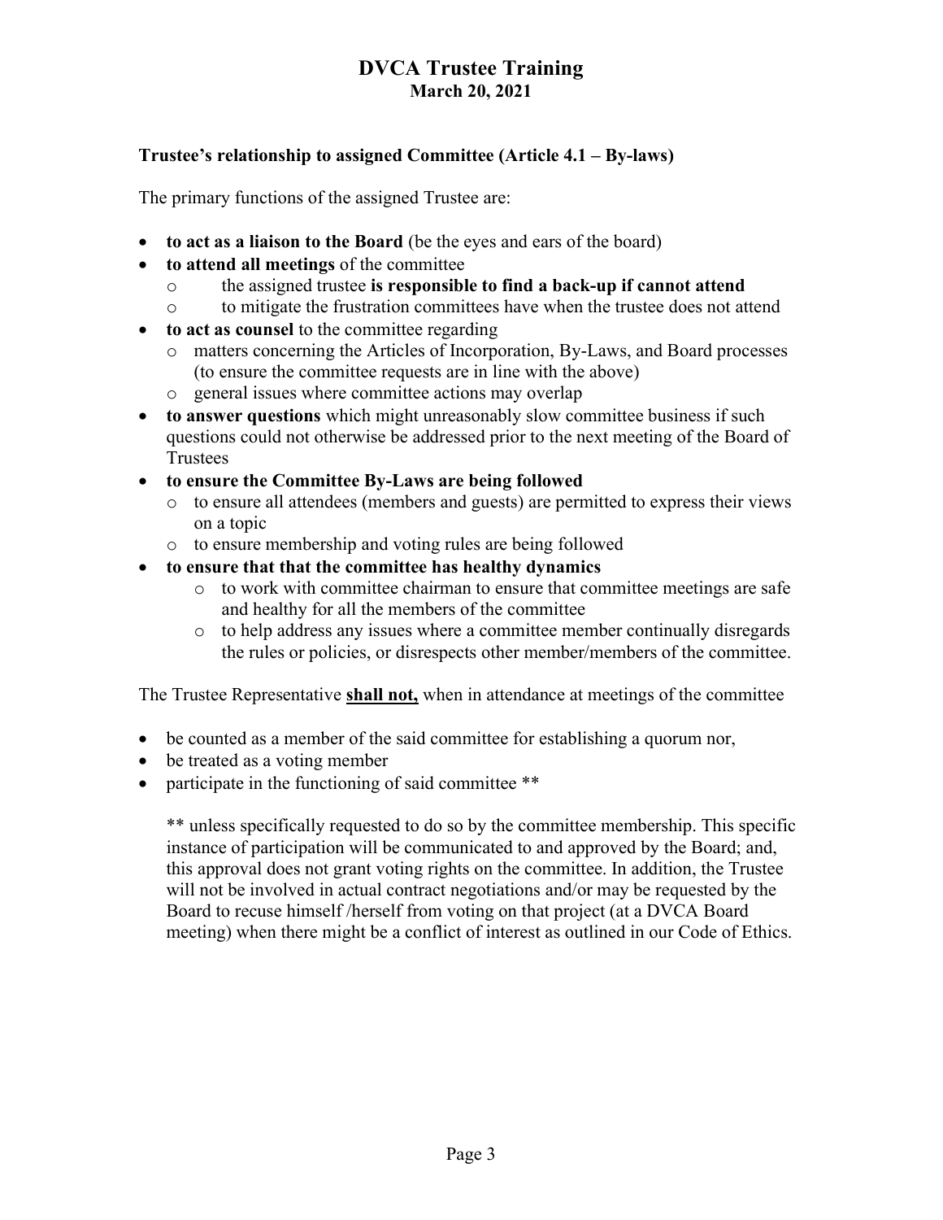# DVCA Trustee Training
## March 20, 2021

### Trustee's relationship to assigned Committee (Article 4.1 – By-laws)

The primary functions of the assigned Trustee are:

- **to act as a liaison to the Board** (be the eyes and ears of the board)
- **to attend all meetings** of the committee
  - the assigned trustee **is responsible to find a back-up if cannot attend**
  - to mitigate the frustration committees have when the trustee does not attend
- **to act as counsel** to the committee regarding
  - matters concerning the Articles of Incorporation, By-Laws, and Board processes (to ensure the committee requests are in line with the above)
  - general issues where committee actions may overlap
- **to answer questions** which might unreasonably slow committee business if such questions could not otherwise be addressed prior to the next meeting of the Board of Trustees
- **to ensure the Committee By-Laws are being followed**
  - to ensure all attendees (members and guests) are permitted to express their views on a topic
  - to ensure membership and voting rules are being followed
- **to ensure that that the committee has healthy dynamics**
  - to work with committee chairman to ensure that committee meetings are safe and healthy for all the members of the committee
  - to help address any issues where a committee member continually disregards the rules or policies, or disrespects other member/members of the committee.

The Trustee Representative <u>**shall not,**</u> when in attendance at meetings of the committee

- be counted as a member of the said committee for establishing a quorum nor,
- be treated as a voting member
- participate in the functioning of said committee **

** unless specifically requested to do so by the committee membership. This specific instance of participation will be communicated to and approved by the Board; and, this approval does not grant voting rights on the committee. In addition, the Trustee will not be involved in actual contract negotiations and/or may be requested by the Board to recuse himself /herself from voting on that project (at a DVCA Board meeting) when there might be a conflict of interest as outlined in our Code of Ethics.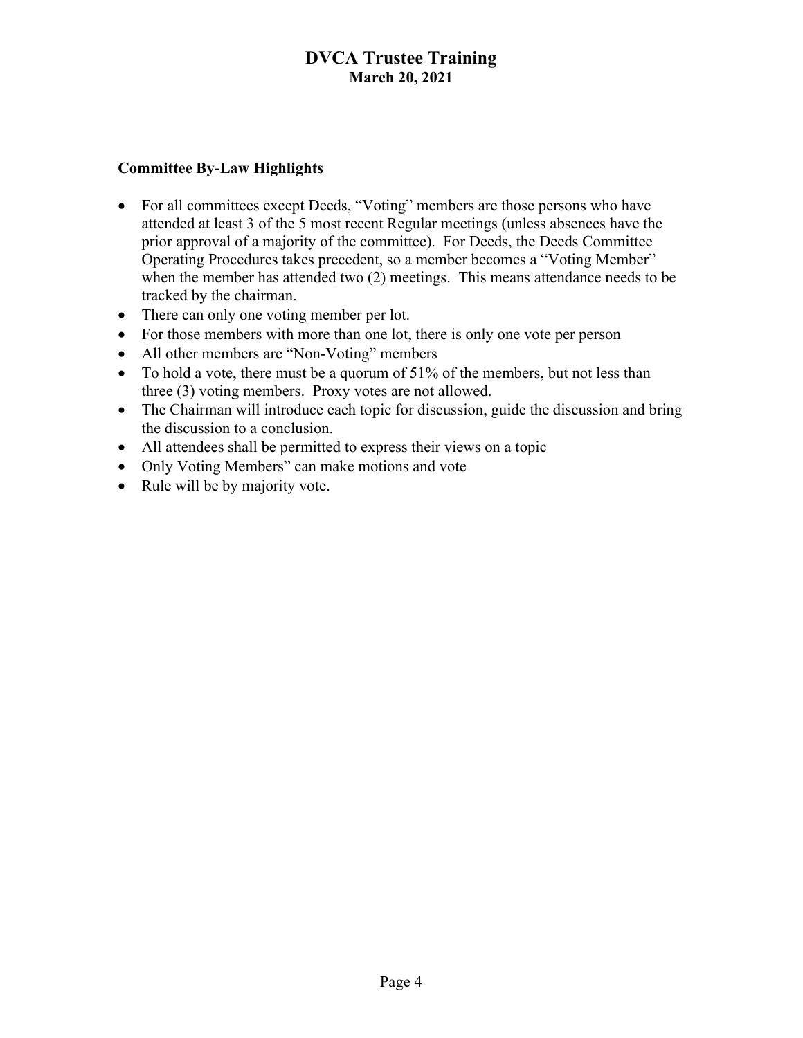**Committee By-Law Highlights**

- For all committees except Deeds, "Voting" members are those persons who have attended at least 3 of the 5 most recent Regular meetings (unless absences have the prior approval of a majority of the committee). For Deeds, the Deeds Committee Operating Procedures takes precedent, so a member becomes a "Voting Member" when the member has attended two (2) meetings. This means attendance needs to be tracked by the chairman.
- There can only one voting member per lot.
- For those members with more than one lot, there is only one vote per person
- All other members are "Non-Voting" members
- To hold a vote, there must be a quorum of 51% of the members, but not less than three (3) voting members. Proxy votes are not allowed.
- The Chairman will introduce each topic for discussion, guide the discussion and bring the discussion to a conclusion.
- All attendees shall be permitted to express their views on a topic
- Only Voting Members" can make motions and vote
- Rule will be by majority vote.